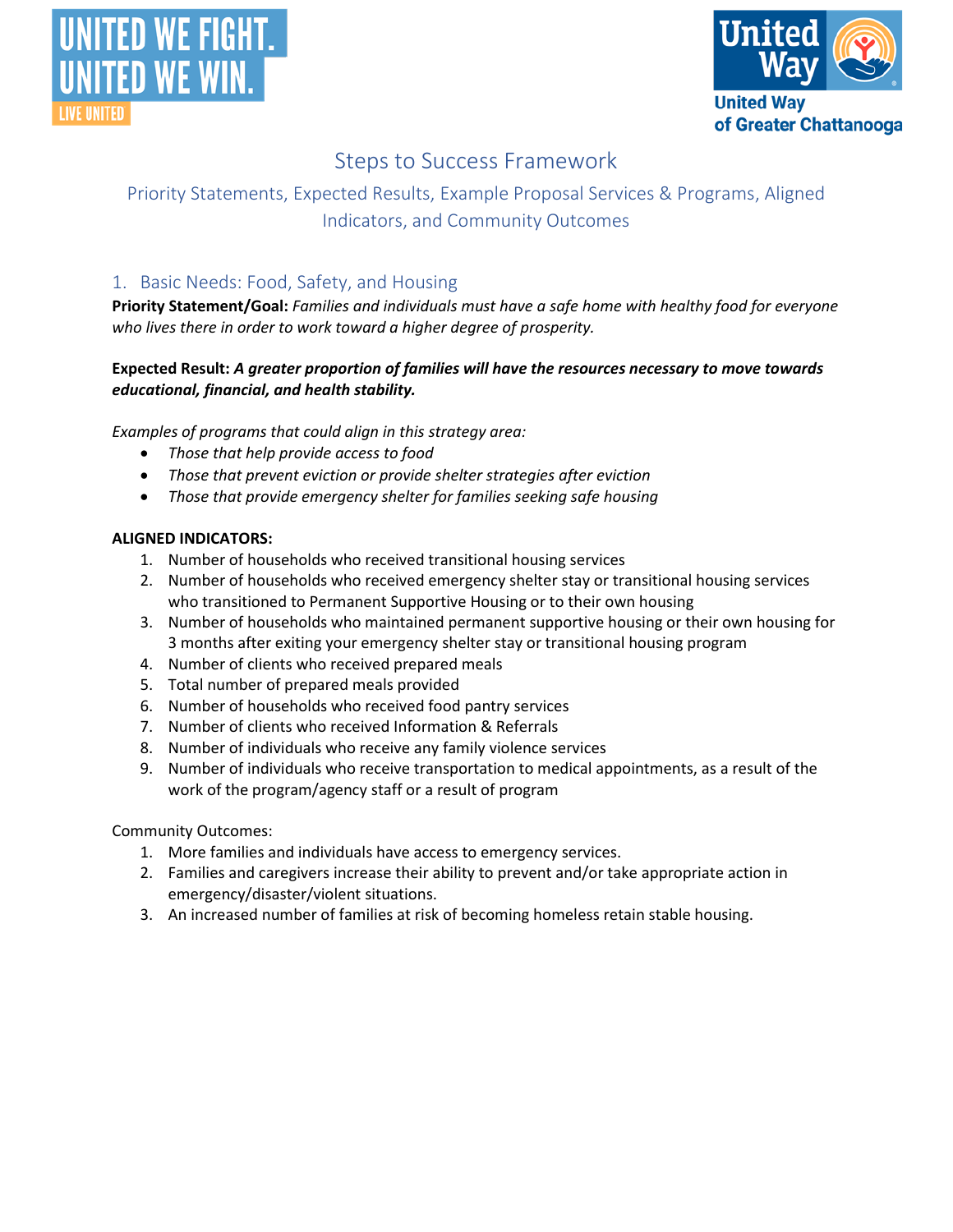# Steps to Success Framework

## Priority Statements, Expected Results, Example Proposal Services & Programs, Aligned Indicators, and Community Outcomes

## 1. Basic Needs: Food, Safety, and Housing

**Priority Statement/Goal:** *Families and individuals must have a safe home with healthy food for everyone who lives there in order to work toward a higher degree of prosperity.*

**Expected Result:** ***A greater proportion of families will have the resources necessary to move towards educational, financial, and health stability.***

*Examples of programs that could align in this strategy area:*

- *Those that help provide access to food*
- *Those that prevent eviction or provide shelter strategies after eviction*
- *Those that provide emergency shelter for families seeking safe housing*

**ALIGNED INDICATORS:**

1. Number of households who received transitional housing services
2. Number of households who received emergency shelter stay or transitional housing services who transitioned to Permanent Supportive Housing or to their own housing
3. Number of households who maintained permanent supportive housing or their own housing for 3 months after exiting your emergency shelter stay or transitional housing program
4. Number of clients who received prepared meals
5. Total number of prepared meals provided
6. Number of households who received food pantry services
7. Number of clients who received Information & Referrals
8. Number of individuals who receive any family violence services
9. Number of individuals who receive transportation to medical appointments, as a result of the work of the program/agency staff or a result of program

Community Outcomes:

1. More families and individuals have access to emergency services.
2. Families and caregivers increase their ability to prevent and/or take appropriate action in emergency/disaster/violent situations.
3. An increased number of families at risk of becoming homeless retain stable housing.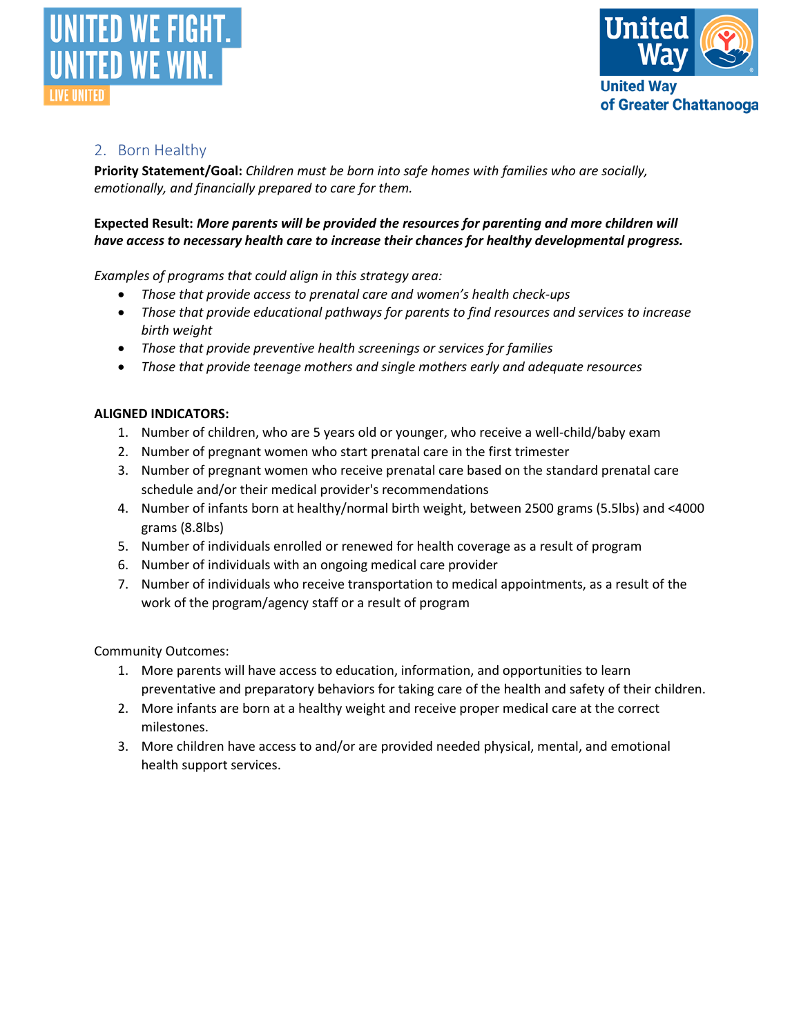## 2. Born Healthy

**Priority Statement/Goal:** *Children must be born into safe homes with families who are socially, emotionally, and financially prepared to care for them.*

**Expected Result:** ***More parents will be provided the resources for parenting and more children will have access to necessary health care to increase their chances for healthy developmental progress.***

*Examples of programs that could align in this strategy area:*

- *Those that provide access to prenatal care and women's health check-ups*
- *Those that provide educational pathways for parents to find resources and services to increase birth weight*
- *Those that provide preventive health screenings or services for families*
- *Those that provide teenage mothers and single mothers early and adequate resources*

**ALIGNED INDICATORS:**

1. Number of children, who are 5 years old or younger, who receive a well-child/baby exam
2. Number of pregnant women who start prenatal care in the first trimester
3. Number of pregnant women who receive prenatal care based on the standard prenatal care schedule and/or their medical provider's recommendations
4. Number of infants born at healthy/normal birth weight, between 2500 grams (5.5lbs) and <4000 grams (8.8lbs)
5. Number of individuals enrolled or renewed for health coverage as a result of program
6. Number of individuals with an ongoing medical care provider
7. Number of individuals who receive transportation to medical appointments, as a result of the work of the program/agency staff or a result of program

Community Outcomes:

1. More parents will have access to education, information, and opportunities to learn preventative and preparatory behaviors for taking care of the health and safety of their children.
2. More infants are born at a healthy weight and receive proper medical care at the correct milestones.
3. More children have access to and/or are provided needed physical, mental, and emotional health support services.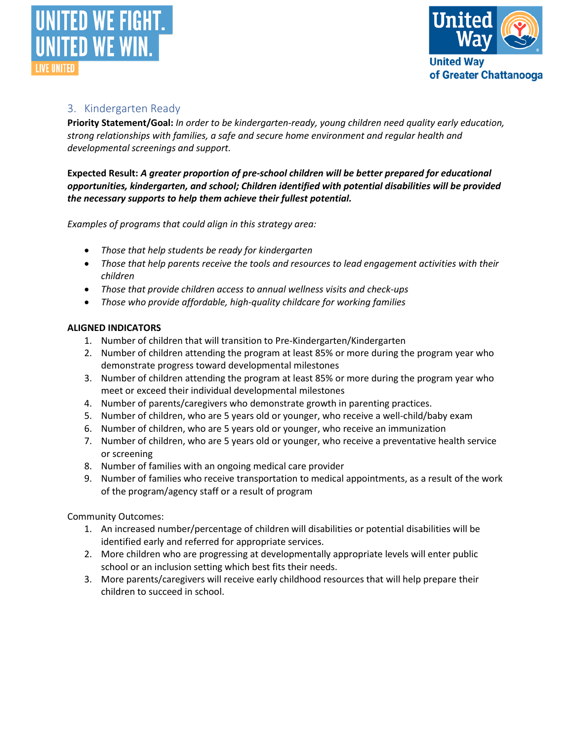## 3. Kindergarten Ready

**Priority Statement/Goal:** *In order to be kindergarten-ready, young children need quality early education, strong relationships with families, a safe and secure home environment and regular health and developmental screenings and support.*

**Expected Result:** ***A greater proportion of pre-school children will be better prepared for educational opportunities, kindergarten, and school; Children identified with potential disabilities will be provided the necessary supports to help them achieve their fullest potential.***

*Examples of programs that could align in this strategy area:*

- *Those that help students be ready for kindergarten*
- *Those that help parents receive the tools and resources to lead engagement activities with their children*
- *Those that provide children access to annual wellness visits and check-ups*
- *Those who provide affordable, high-quality childcare for working families*

**ALIGNED INDICATORS**

1. Number of children that will transition to Pre-Kindergarten/Kindergarten
2. Number of children attending the program at least 85% or more during the program year who demonstrate progress toward developmental milestones
3. Number of children attending the program at least 85% or more during the program year who meet or exceed their individual developmental milestones
4. Number of parents/caregivers who demonstrate growth in parenting practices.
5. Number of children, who are 5 years old or younger, who receive a well-child/baby exam
6. Number of children, who are 5 years old or younger, who receive an immunization
7. Number of children, who are 5 years old or younger, who receive a preventative health service or screening
8. Number of families with an ongoing medical care provider
9. Number of families who receive transportation to medical appointments, as a result of the work of the program/agency staff or a result of program

Community Outcomes:

1. An increased number/percentage of children will disabilities or potential disabilities will be identified early and referred for appropriate services.
2. More children who are progressing at developmentally appropriate levels will enter public school or an inclusion setting which best fits their needs.
3. More parents/caregivers will receive early childhood resources that will help prepare their children to succeed in school.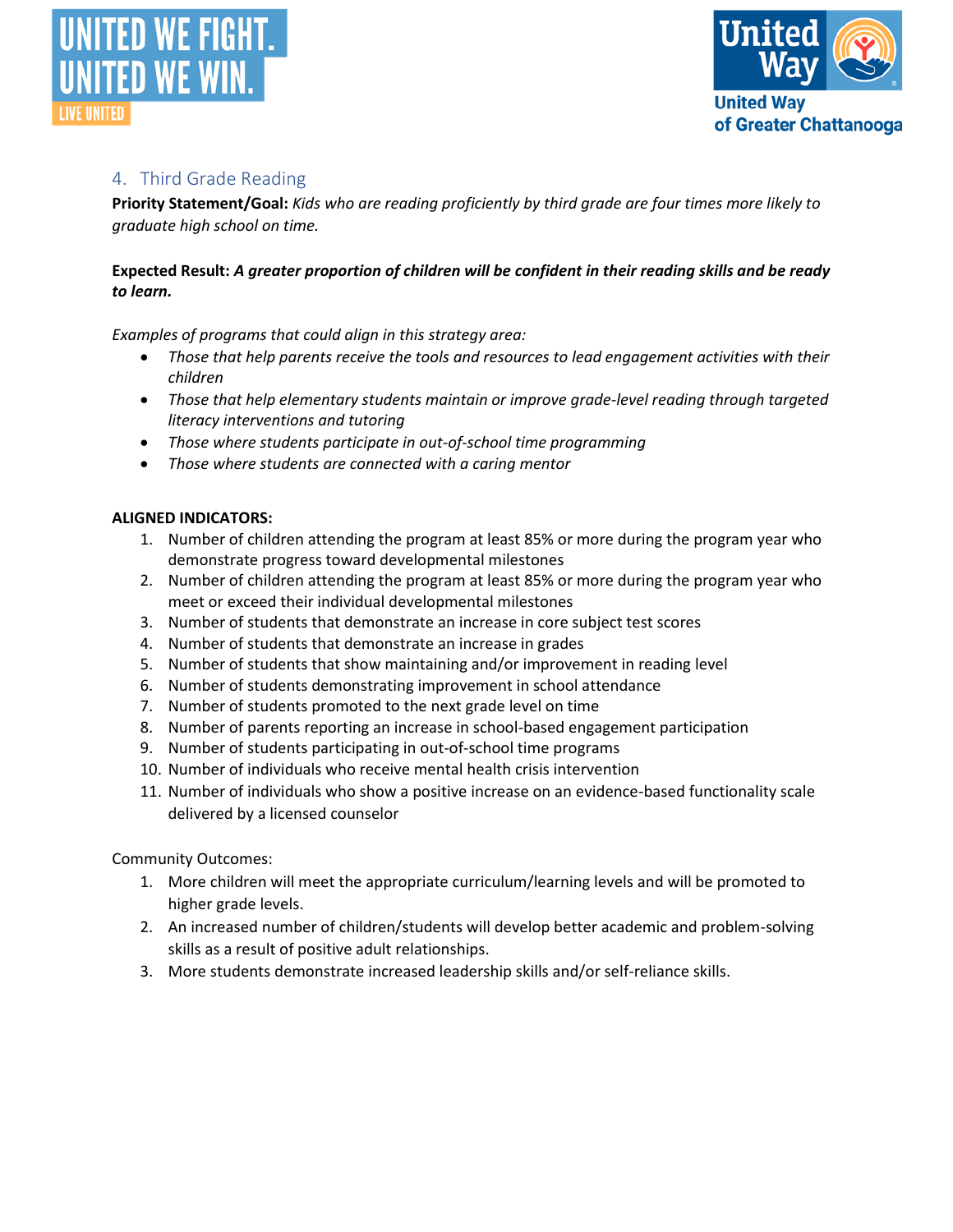## 4. Third Grade Reading

**Priority Statement/Goal:** *Kids who are reading proficiently by third grade are four times more likely to graduate high school on time.*

**Expected Result:** ***A greater proportion of children will be confident in their reading skills and be ready to learn.***

*Examples of programs that could align in this strategy area:*

- *Those that help parents receive the tools and resources to lead engagement activities with their children*
- *Those that help elementary students maintain or improve grade-level reading through targeted literacy interventions and tutoring*
- *Those where students participate in out-of-school time programming*
- *Those where students are connected with a caring mentor*

**ALIGNED INDICATORS:**

1. Number of children attending the program at least 85% or more during the program year who demonstrate progress toward developmental milestones
2. Number of children attending the program at least 85% or more during the program year who meet or exceed their individual developmental milestones
3. Number of students that demonstrate an increase in core subject test scores
4. Number of students that demonstrate an increase in grades
5. Number of students that show maintaining and/or improvement in reading level
6. Number of students demonstrating improvement in school attendance
7. Number of students promoted to the next grade level on time
8. Number of parents reporting an increase in school-based engagement participation
9. Number of students participating in out-of-school time programs
10. Number of individuals who receive mental health crisis intervention
11. Number of individuals who show a positive increase on an evidence-based functionality scale delivered by a licensed counselor

Community Outcomes:

1. More children will meet the appropriate curriculum/learning levels and will be promoted to higher grade levels.
2. An increased number of children/students will develop better academic and problem-solving skills as a result of positive adult relationships.
3. More students demonstrate increased leadership skills and/or self-reliance skills.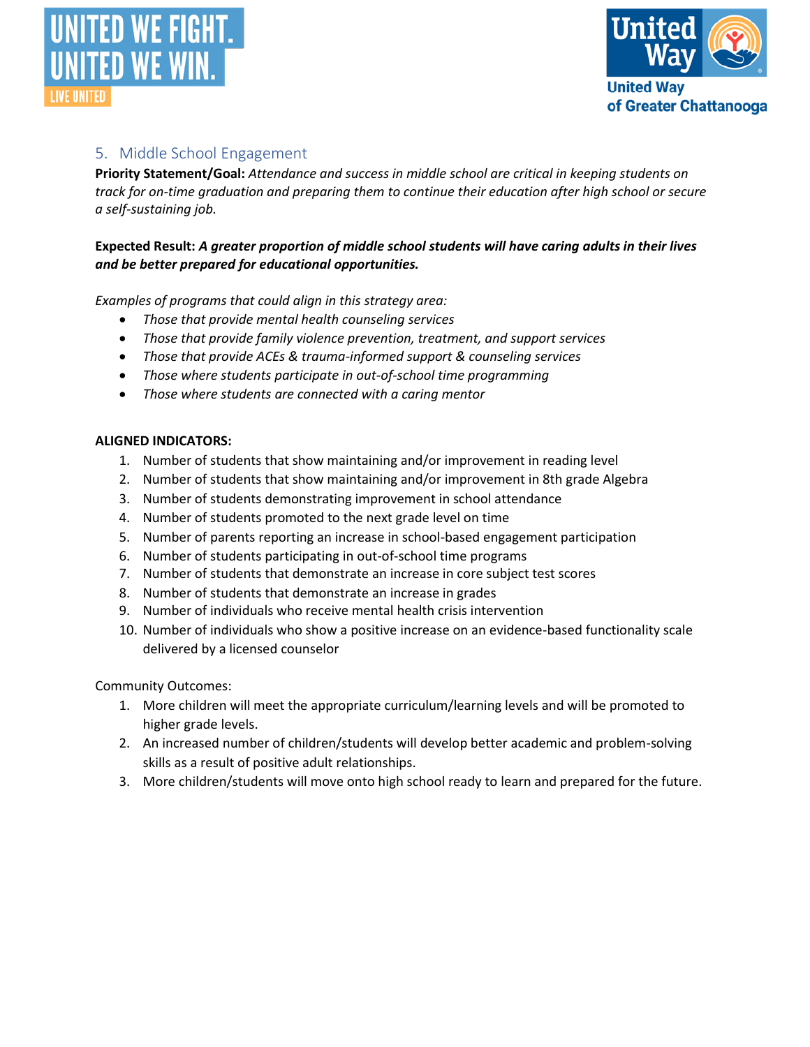## 5. Middle School Engagement

**Priority Statement/Goal:** *Attendance and success in middle school are critical in keeping students on track for on-time graduation and preparing them to continue their education after high school or secure a self-sustaining job.*

**Expected Result:** ***A greater proportion of middle school students will have caring adults in their lives and be better prepared for educational opportunities.***

*Examples of programs that could align in this strategy area:*

- *Those that provide mental health counseling services*
- *Those that provide family violence prevention, treatment, and support services*
- *Those that provide ACEs & trauma-informed support & counseling services*
- *Those where students participate in out-of-school time programming*
- *Those where students are connected with a caring mentor*

**ALIGNED INDICATORS:**

1. Number of students that show maintaining and/or improvement in reading level
2. Number of students that show maintaining and/or improvement in 8th grade Algebra
3. Number of students demonstrating improvement in school attendance
4. Number of students promoted to the next grade level on time
5. Number of parents reporting an increase in school-based engagement participation
6. Number of students participating in out-of-school time programs
7. Number of students that demonstrate an increase in core subject test scores
8. Number of students that demonstrate an increase in grades
9. Number of individuals who receive mental health crisis intervention
10. Number of individuals who show a positive increase on an evidence-based functionality scale delivered by a licensed counselor

Community Outcomes:

1. More children will meet the appropriate curriculum/learning levels and will be promoted to higher grade levels.
2. An increased number of children/students will develop better academic and problem-solving skills as a result of positive adult relationships.
3. More children/students will move onto high school ready to learn and prepared for the future.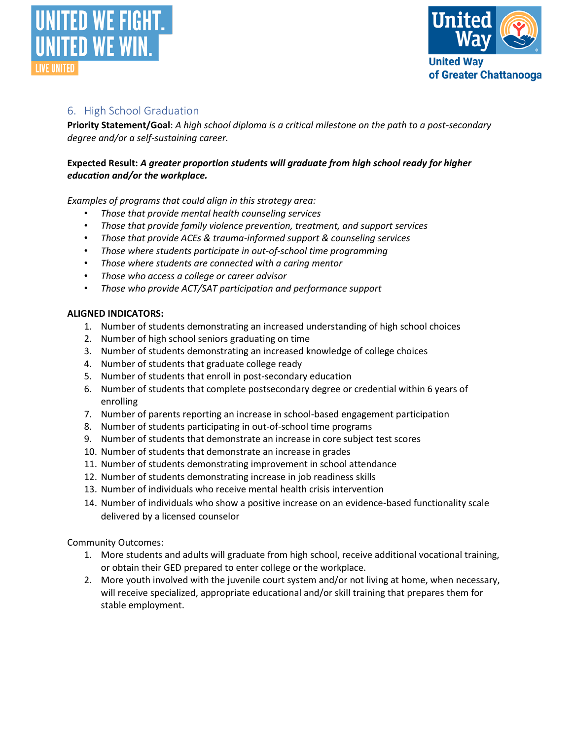## 6. High School Graduation

**Priority Statement/Goal**: *A high school diploma is a critical milestone on the path to a post-secondary degree and/or a self-sustaining career.*

**Expected Result:** ***A greater proportion students will graduate from high school ready for higher education and/or the workplace.***

*Examples of programs that could align in this strategy area:*

- *Those that provide mental health counseling services*
- *Those that provide family violence prevention, treatment, and support services*
- *Those that provide ACEs & trauma-informed support & counseling services*
- *Those where students participate in out-of-school time programming*
- *Those where students are connected with a caring mentor*
- *Those who access a college or career advisor*
- *Those who provide ACT/SAT participation and performance support*

**ALIGNED INDICATORS:**

1. Number of students demonstrating an increased understanding of high school choices
2. Number of high school seniors graduating on time
3. Number of students demonstrating an increased knowledge of college choices
4. Number of students that graduate college ready
5. Number of students that enroll in post-secondary education
6. Number of students that complete postsecondary degree or credential within 6 years of enrolling
7. Number of parents reporting an increase in school-based engagement participation
8. Number of students participating in out-of-school time programs
9. Number of students that demonstrate an increase in core subject test scores
10. Number of students that demonstrate an increase in grades
11. Number of students demonstrating improvement in school attendance
12. Number of students demonstrating increase in job readiness skills
13. Number of individuals who receive mental health crisis intervention
14. Number of individuals who show a positive increase on an evidence-based functionality scale delivered by a licensed counselor

Community Outcomes:

1. More students and adults will graduate from high school, receive additional vocational training, or obtain their GED prepared to enter college or the workplace.
2. More youth involved with the juvenile court system and/or not living at home, when necessary, will receive specialized, appropriate educational and/or skill training that prepares them for stable employment.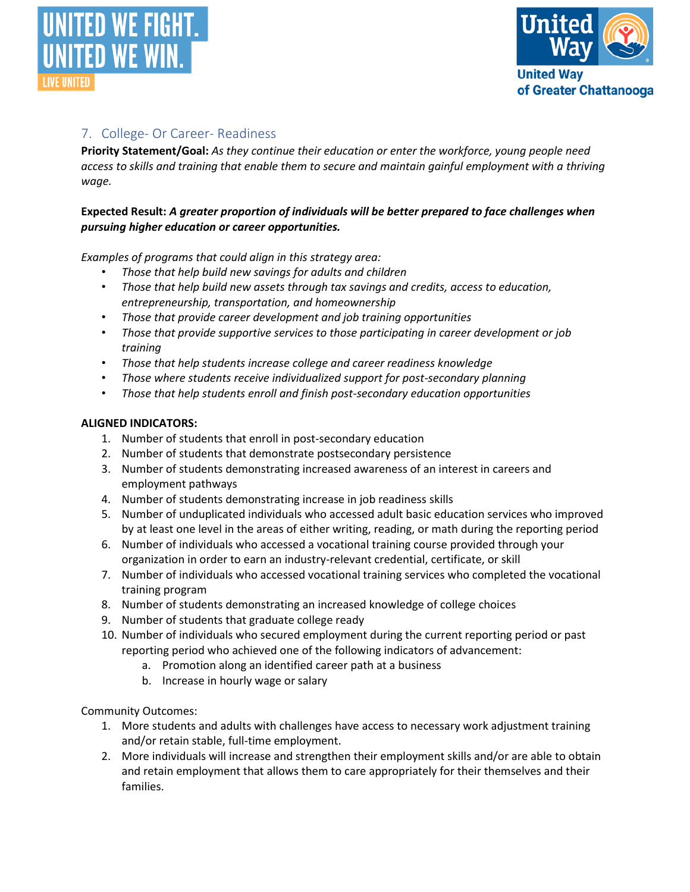## 7. College- Or Career- Readiness

**Priority Statement/Goal:** *As they continue their education or enter the workforce, young people need access to skills and training that enable them to secure and maintain gainful employment with a thriving wage.*

**Expected Result:** ***A greater proportion of individuals will be better prepared to face challenges when pursuing higher education or career opportunities.***

*Examples of programs that could align in this strategy area:*

- *Those that help build new savings for adults and children*
- *Those that help build new assets through tax savings and credits, access to education, entrepreneurship, transportation, and homeownership*
- *Those that provide career development and job training opportunities*
- *Those that provide supportive services to those participating in career development or job training*
- *Those that help students increase college and career readiness knowledge*
- *Those where students receive individualized support for post-secondary planning*
- *Those that help students enroll and finish post-secondary education opportunities*

**ALIGNED INDICATORS:**

1. Number of students that enroll in post-secondary education
2. Number of students that demonstrate postsecondary persistence
3. Number of students demonstrating increased awareness of an interest in careers and employment pathways
4. Number of students demonstrating increase in job readiness skills
5. Number of unduplicated individuals who accessed adult basic education services who improved by at least one level in the areas of either writing, reading, or math during the reporting period
6. Number of individuals who accessed a vocational training course provided through your organization in order to earn an industry-relevant credential, certificate, or skill
7. Number of individuals who accessed vocational training services who completed the vocational training program
8. Number of students demonstrating an increased knowledge of college choices
9. Number of students that graduate college ready
10. Number of individuals who secured employment during the current reporting period or past reporting period who achieved one of the following indicators of advancement:
    a. Promotion along an identified career path at a business
    b. Increase in hourly wage or salary

Community Outcomes:

1. More students and adults with challenges have access to necessary work adjustment training and/or retain stable, full-time employment.
2. More individuals will increase and strengthen their employment skills and/or are able to obtain and retain employment that allows them to care appropriately for their themselves and their families.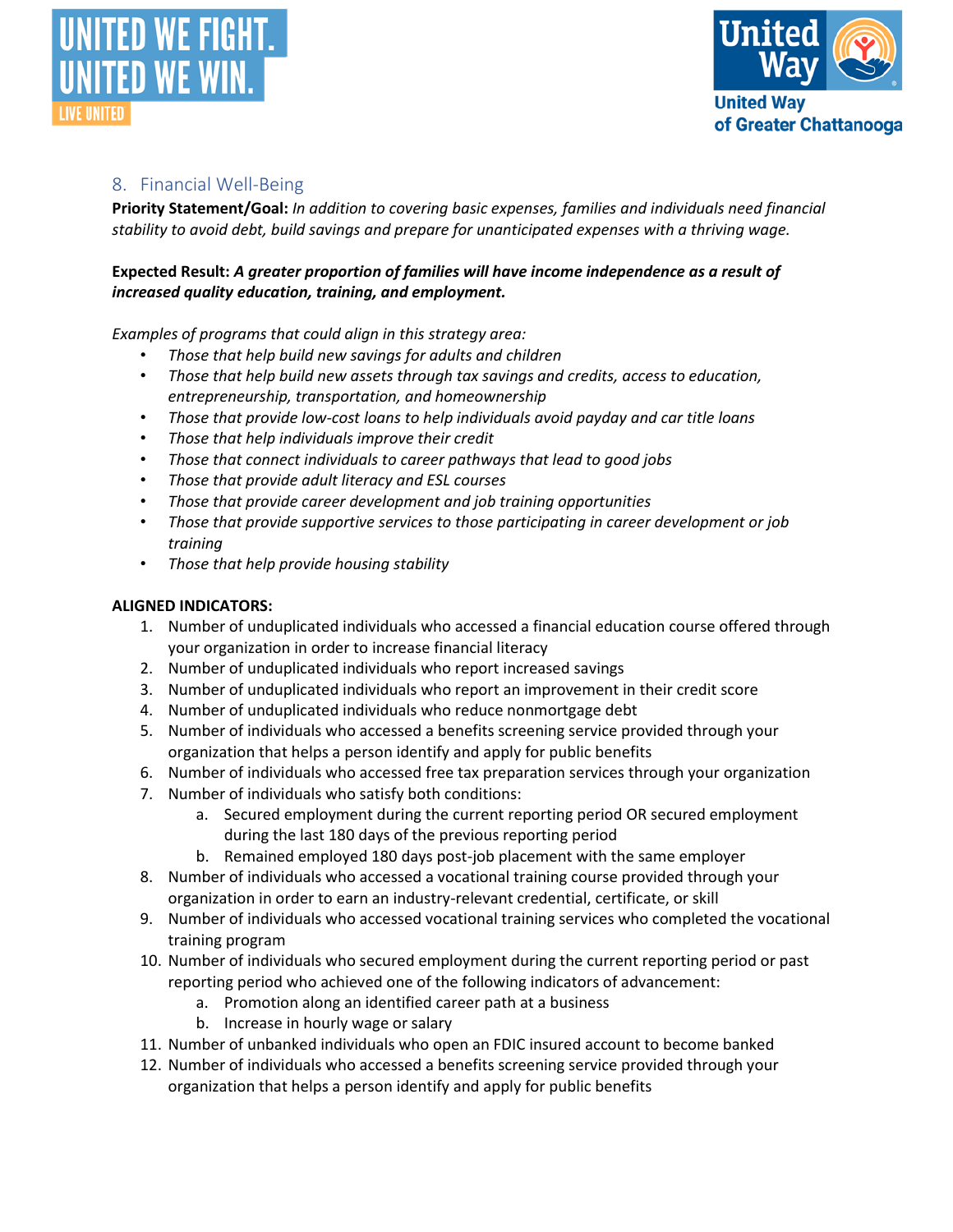## 8. Financial Well-Being

**Priority Statement/Goal:** *In addition to covering basic expenses, families and individuals need financial stability to avoid debt, build savings and prepare for unanticipated expenses with a thriving wage.*

**Expected Result:** ***A greater proportion of families will have income independence as a result of increased quality education, training, and employment.***

*Examples of programs that could align in this strategy area:*

- *Those that help build new savings for adults and children*
- *Those that help build new assets through tax savings and credits, access to education, entrepreneurship, transportation, and homeownership*
- *Those that provide low-cost loans to help individuals avoid payday and car title loans*
- *Those that help individuals improve their credit*
- *Those that connect individuals to career pathways that lead to good jobs*
- *Those that provide adult literacy and ESL courses*
- *Those that provide career development and job training opportunities*
- *Those that provide supportive services to those participating in career development or job training*
- *Those that help provide housing stability*

**ALIGNED INDICATORS:**

1. Number of unduplicated individuals who accessed a financial education course offered through your organization in order to increase financial literacy
2. Number of unduplicated individuals who report increased savings
3. Number of unduplicated individuals who report an improvement in their credit score
4. Number of unduplicated individuals who reduce nonmortgage debt
5. Number of individuals who accessed a benefits screening service provided through your organization that helps a person identify and apply for public benefits
6. Number of individuals who accessed free tax preparation services through your organization
7. Number of individuals who satisfy both conditions:
    a. Secured employment during the current reporting period OR secured employment during the last 180 days of the previous reporting period
    b. Remained employed 180 days post-job placement with the same employer
8. Number of individuals who accessed a vocational training course provided through your organization in order to earn an industry-relevant credential, certificate, or skill
9. Number of individuals who accessed vocational training services who completed the vocational training program
10. Number of individuals who secured employment during the current reporting period or past reporting period who achieved one of the following indicators of advancement:
    a. Promotion along an identified career path at a business
    b. Increase in hourly wage or salary
11. Number of unbanked individuals who open an FDIC insured account to become banked
12. Number of individuals who accessed a benefits screening service provided through your organization that helps a person identify and apply for public benefits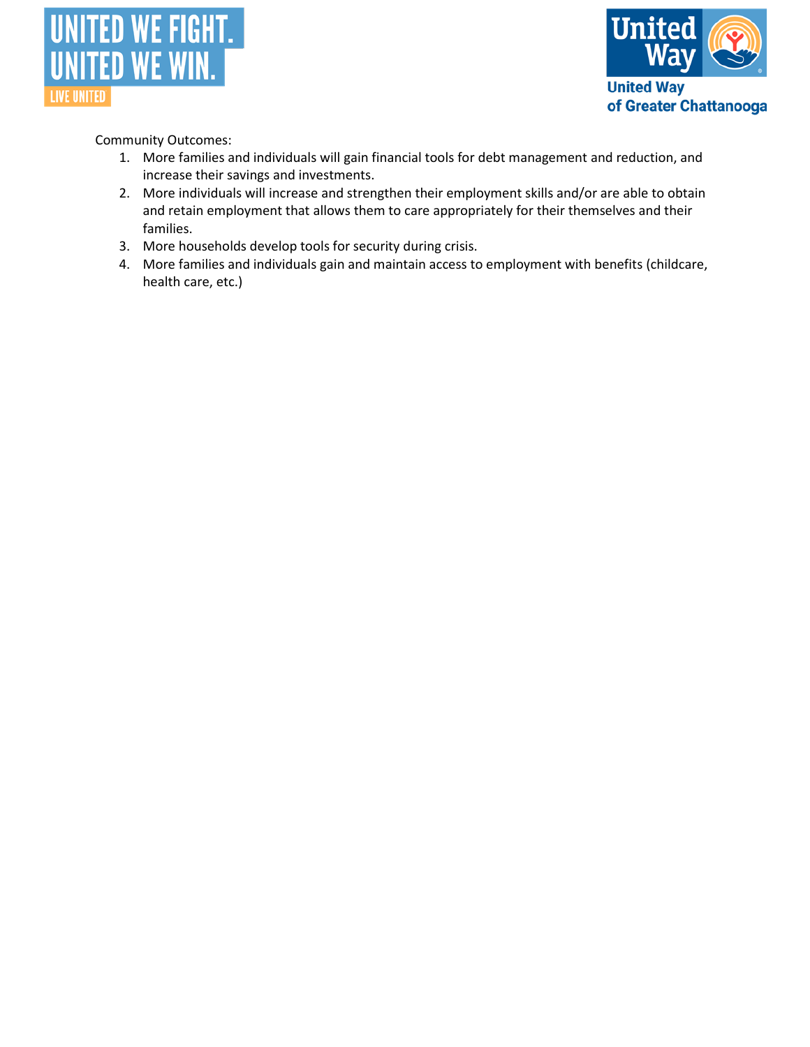Community Outcomes:

1. More families and individuals will gain financial tools for debt management and reduction, and increase their savings and investments.
2. More individuals will increase and strengthen their employment skills and/or are able to obtain and retain employment that allows them to care appropriately for their themselves and their families.
3. More households develop tools for security during crisis.
4. More families and individuals gain and maintain access to employment with benefits (childcare, health care, etc.)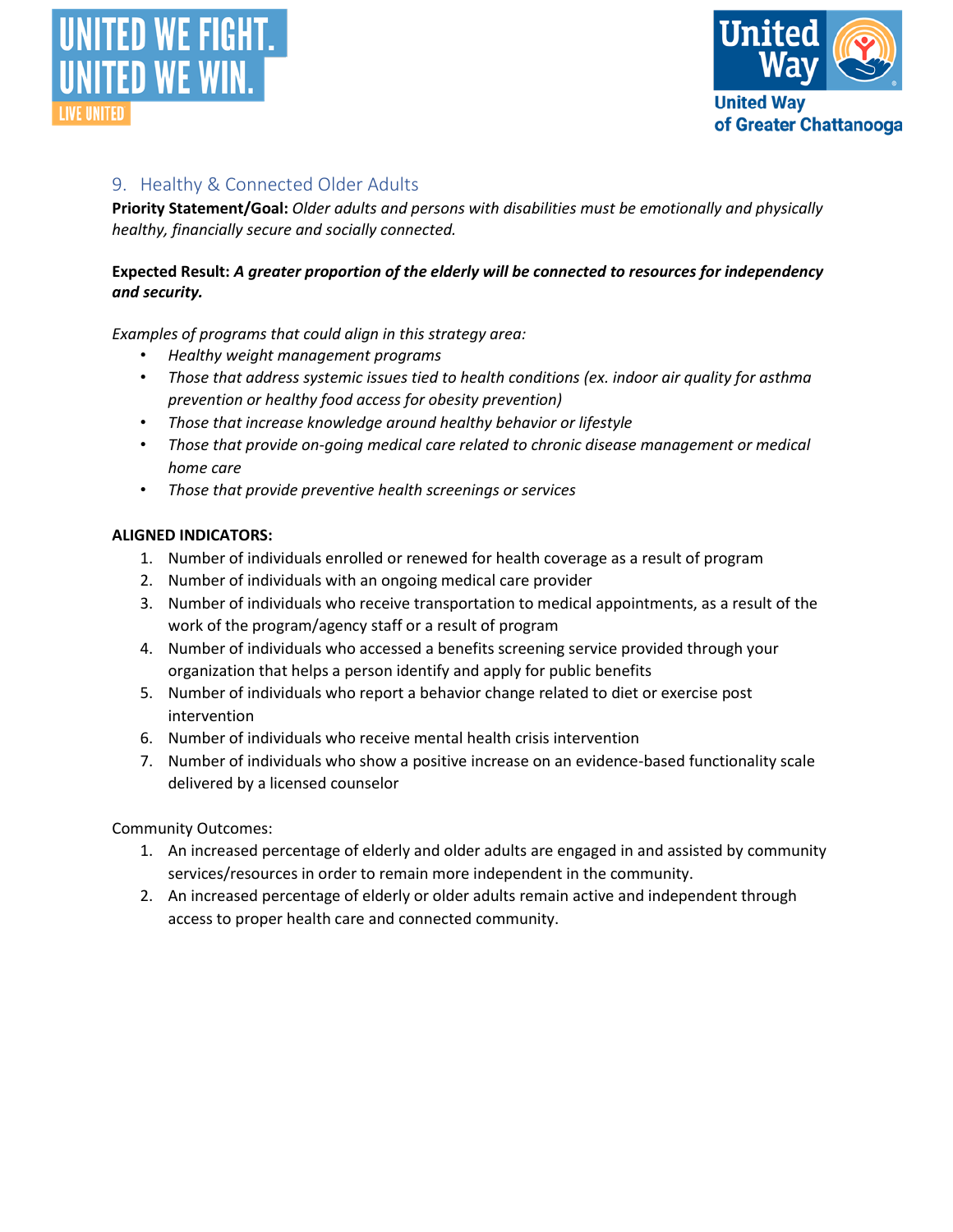## 9. Healthy & Connected Older Adults

**Priority Statement/Goal:** *Older adults and persons with disabilities must be emotionally and physically healthy, financially secure and socially connected.*

**Expected Result:** ***A greater proportion of the elderly will be connected to resources for independency and security.***

*Examples of programs that could align in this strategy area:*

- *Healthy weight management programs*
- *Those that address systemic issues tied to health conditions (ex. indoor air quality for asthma prevention or healthy food access for obesity prevention)*
- *Those that increase knowledge around healthy behavior or lifestyle*
- *Those that provide on-going medical care related to chronic disease management or medical home care*
- *Those that provide preventive health screenings or services*

**ALIGNED INDICATORS:**

1. Number of individuals enrolled or renewed for health coverage as a result of program
2. Number of individuals with an ongoing medical care provider
3. Number of individuals who receive transportation to medical appointments, as a result of the work of the program/agency staff or a result of program
4. Number of individuals who accessed a benefits screening service provided through your organization that helps a person identify and apply for public benefits
5. Number of individuals who report a behavior change related to diet or exercise post intervention
6. Number of individuals who receive mental health crisis intervention
7. Number of individuals who show a positive increase on an evidence-based functionality scale delivered by a licensed counselor

Community Outcomes:

1. An increased percentage of elderly and older adults are engaged in and assisted by community services/resources in order to remain more independent in the community.
2. An increased percentage of elderly or older adults remain active and independent through access to proper health care and connected community.